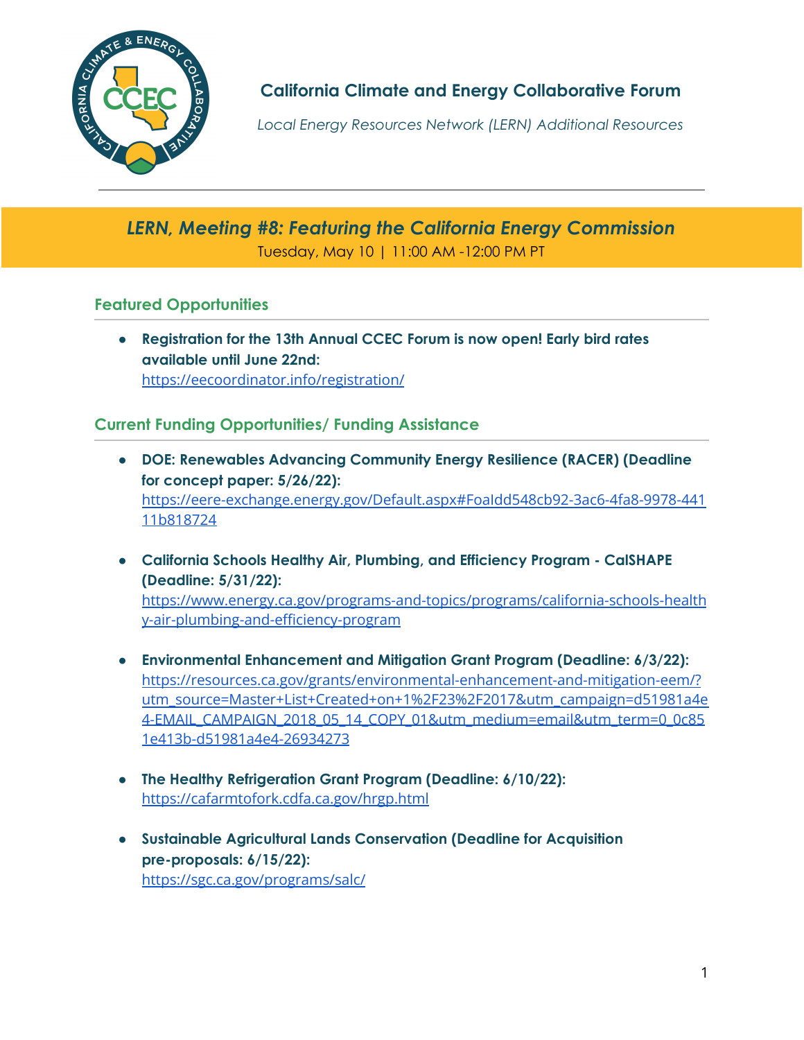# California Climate and Energy Collaborative Forum

*Local Energy Resources Network (LERN) Additional Resources*

## *LERN, Meeting #8: Featuring the California Energy Commission*

Tuesday, May 10 | 11:00 AM -12:00 PM PT

### Featured Opportunities

- **Registration for the 13th Annual CCEC Forum is now open! Early bird rates available until June 22nd:** https://eecoordinator.info/registration/

### Current Funding Opportunities/ Funding Assistance

- **DOE: Renewables Advancing Community Energy Resilience (RACER) (Deadline for concept paper: 5/26/22):** https://eere-exchange.energy.gov/Default.aspx#Foaldd548cb92-3ac6-4fa8-9978-44111b818724

- **California Schools Healthy Air, Plumbing, and Efficiency Program - CalSHAPE (Deadline: 5/31/22):** https://www.energy.ca.gov/programs-and-topics/programs/california-schools-healthy-air-plumbing-and-efficiency-program

- **Environmental Enhancement and Mitigation Grant Program (Deadline: 6/3/22):** https://resources.ca.gov/grants/environmental-enhancement-and-mitigation-eem/?utm_source=Master+List+Created+on+1%2F23%2F2017&utm_campaign=d51981a4e4-EMAIL_CAMPAIGN_2018_05_14_COPY_01&utm_medium=email&utm_term=0_0c851e413b-d51981a4e4-26934273

- **The Healthy Refrigeration Grant Program (Deadline: 6/10/22):** https://cafarmtofork.cdfa.ca.gov/hrgp.html

- **Sustainable Agricultural Lands Conservation (Deadline for Acquisition pre-proposals: 6/15/22):** https://sgc.ca.gov/programs/salc/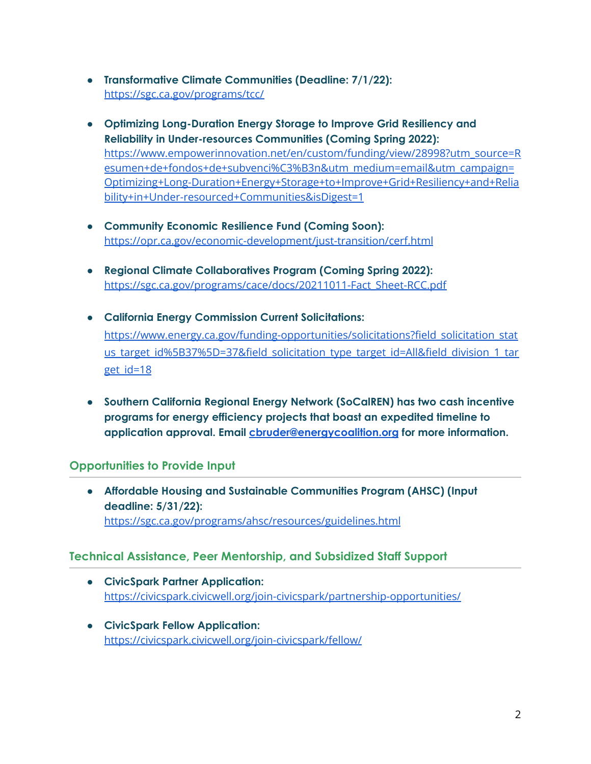- **Transformative Climate Communities (Deadline: 7/1/22):** https://sgc.ca.gov/programs/tcc/

- **Optimizing Long-Duration Energy Storage to Improve Grid Resiliency and Reliability in Under-resources Communities (Coming Spring 2022):** https://www.empowerinnovation.net/en/custom/funding/view/28998?utm_source=Resumen+de+fondos+de+subvenci%C3%B3n&utm_medium=email&utm_campaign=Optimizing+Long-Duration+Energy+Storage+to+Improve+Grid+Resiliency+and+Reliability+in+Under-resourced+Communities&isDigest=1

- **Community Economic Resilience Fund (Coming Soon):** https://opr.ca.gov/economic-development/just-transition/cerf.html

- **Regional Climate Collaboratives Program (Coming Spring 2022):** https://sgc.ca.gov/programs/cace/docs/20211011-Fact_Sheet-RCC.pdf

- **California Energy Commission Current Solicitations:** https://www.energy.ca.gov/funding-opportunities/solicitations?field_solicitation_status_target_id%5B37%5D=37&field_solicitation_type_target_id=All&field_division_1_target_id=18

- **Southern California Regional Energy Network (SoCalREN) has two cash incentive programs for energy efficiency projects that boast an expedited timeline to application approval. Email cbruder@energycoalition.org for more information.**

## Opportunities to Provide Input

- **Affordable Housing and Sustainable Communities Program (AHSC) (Input deadline: 5/31/22):** https://sgc.ca.gov/programs/ahsc/resources/guidelines.html

## Technical Assistance, Peer Mentorship, and Subsidized Staff Support

- **CivicSpark Partner Application:** https://civicspark.civicwell.org/join-civicspark/partnership-opportunities/

- **CivicSpark Fellow Application:** https://civicspark.civicwell.org/join-civicspark/fellow/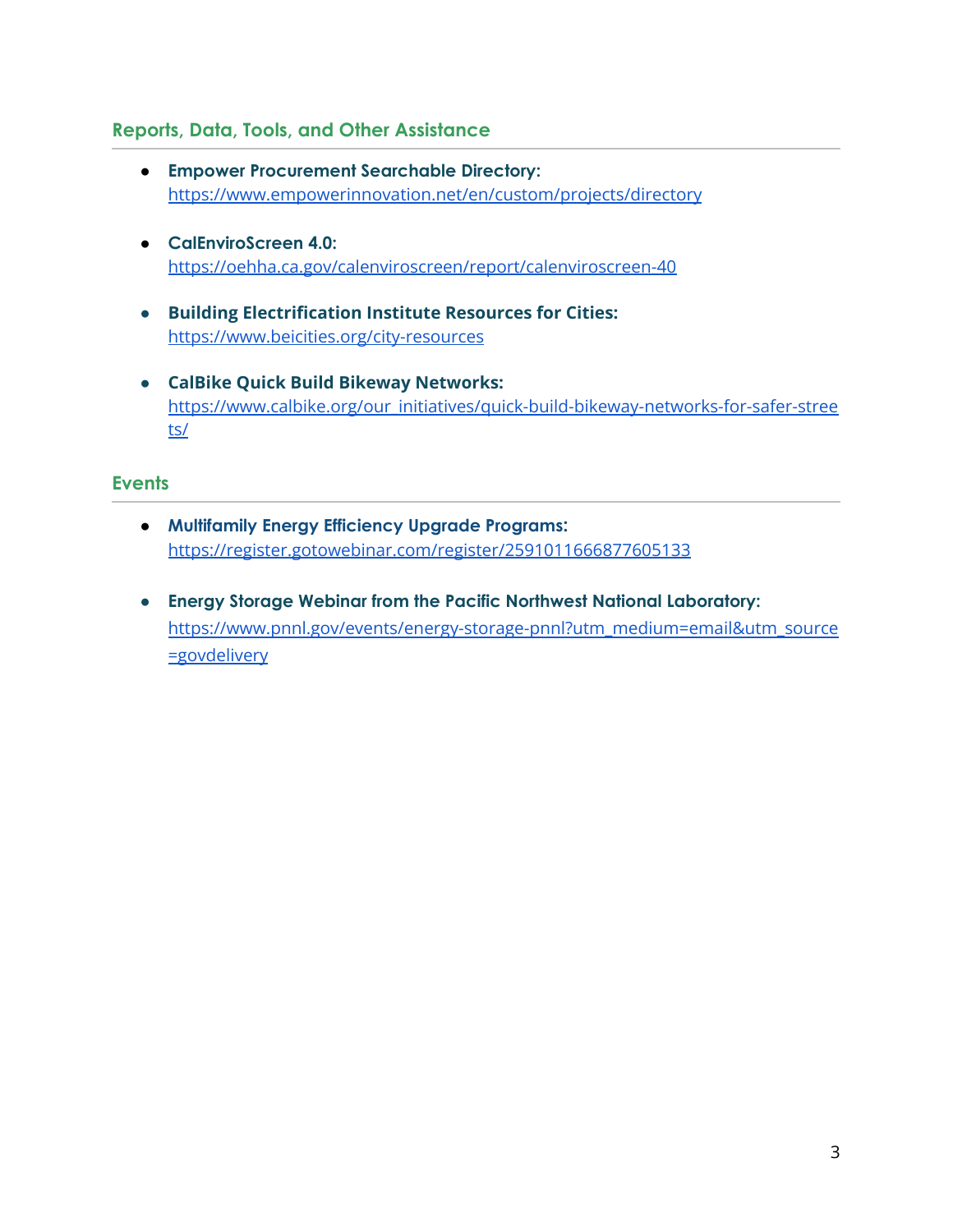## Reports, Data, Tools, and Other Assistance

- **Empower Procurement Searchable Directory:** https://www.empowerinnovation.net/en/custom/projects/directory

- **CalEnviroScreen 4.0:** https://oehha.ca.gov/calenviroscreen/report/calenviroscreen-40

- **Building Electrification Institute Resources for Cities:** https://www.beicities.org/city-resources

- **CalBike Quick Build Bikeway Networks:** https://www.calbike.org/our_initiatives/quick-build-bikeway-networks-for-safer-streets/

## Events

- **Multifamily Energy Efficiency Upgrade Programs:** https://register.gotowebinar.com/register/2591011666877605133

- **Energy Storage Webinar from the Pacific Northwest National Laboratory:** https://www.pnnl.gov/events/energy-storage-pnnl?utm_medium=email&utm_source=govdelivery